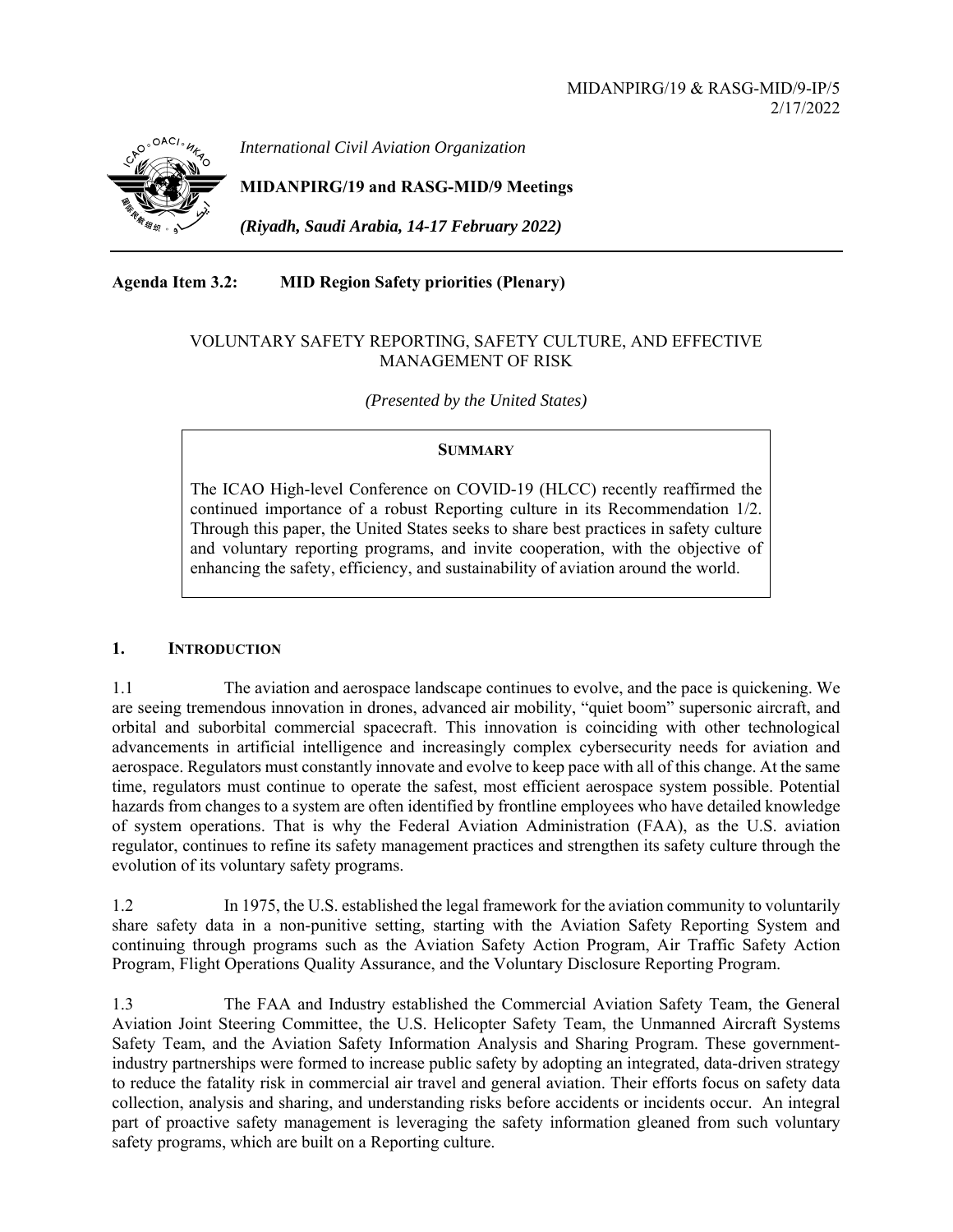MIDANPIRG/19 & RASG-MID/9-IP/5
2/17/2022

*International Civil Aviation Organization*

**MIDANPIRG/19 and RASG-MID/9 Meetings**

***(Riyadh, Saudi Arabia, 14-17 February 2022)***

---

**Agenda Item 3.2: MID Region Safety priorities (Plenary)**

VOLUNTARY SAFETY REPORTING, SAFETY CULTURE, AND EFFECTIVE MANAGEMENT OF RISK

*(Presented by the United States)*

**SUMMARY**

The ICAO High-level Conference on COVID-19 (HLCC) recently reaffirmed the continued importance of a robust Reporting culture in its Recommendation 1/2. Through this paper, the United States seeks to share best practices in safety culture and voluntary reporting programs, and invite cooperation, with the objective of enhancing the safety, efficiency, and sustainability of aviation around the world.

## 1. INTRODUCTION

1.1 The aviation and aerospace landscape continues to evolve, and the pace is quickening. We are seeing tremendous innovation in drones, advanced air mobility, "quiet boom" supersonic aircraft, and orbital and suborbital commercial spacecraft. This innovation is coinciding with other technological advancements in artificial intelligence and increasingly complex cybersecurity needs for aviation and aerospace. Regulators must constantly innovate and evolve to keep pace with all of this change. At the same time, regulators must continue to operate the safest, most efficient aerospace system possible. Potential hazards from changes to a system are often identified by frontline employees who have detailed knowledge of system operations. That is why the Federal Aviation Administration (FAA), as the U.S. aviation regulator, continues to refine its safety management practices and strengthen its safety culture through the evolution of its voluntary safety programs.

1.2 In 1975, the U.S. established the legal framework for the aviation community to voluntarily share safety data in a non-punitive setting, starting with the Aviation Safety Reporting System and continuing through programs such as the Aviation Safety Action Program, Air Traffic Safety Action Program, Flight Operations Quality Assurance, and the Voluntary Disclosure Reporting Program.

1.3 The FAA and Industry established the Commercial Aviation Safety Team, the General Aviation Joint Steering Committee, the U.S. Helicopter Safety Team, the Unmanned Aircraft Systems Safety Team, and the Aviation Safety Information Analysis and Sharing Program. These government-industry partnerships were formed to increase public safety by adopting an integrated, data-driven strategy to reduce the fatality risk in commercial air travel and general aviation. Their efforts focus on safety data collection, analysis and sharing, and understanding risks before accidents or incidents occur. An integral part of proactive safety management is leveraging the safety information gleaned from such voluntary safety programs, which are built on a Reporting culture.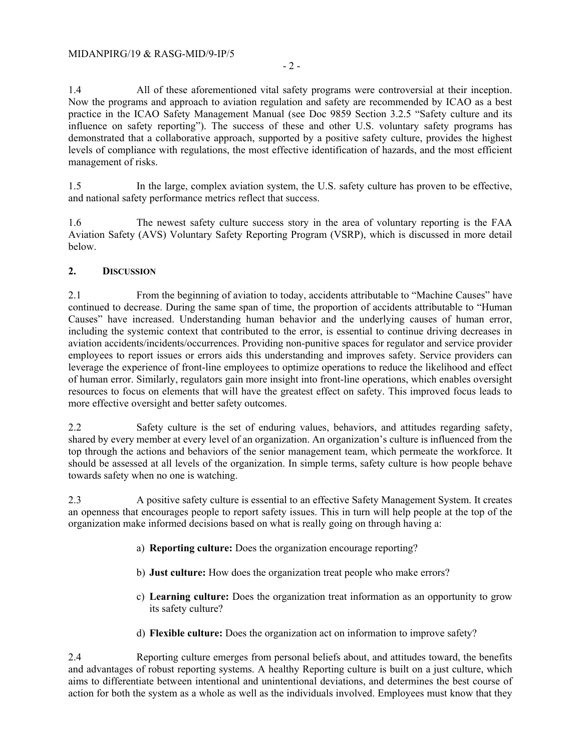1.4 All of these aforementioned vital safety programs were controversial at their inception. Now the programs and approach to aviation regulation and safety are recommended by ICAO as a best practice in the ICAO Safety Management Manual (see Doc 9859 Section 3.2.5 "Safety culture and its influence on safety reporting"). The success of these and other U.S. voluntary safety programs has demonstrated that a collaborative approach, supported by a positive safety culture, provides the highest levels of compliance with regulations, the most effective identification of hazards, and the most efficient management of risks.

1.5 In the large, complex aviation system, the U.S. safety culture has proven to be effective, and national safety performance metrics reflect that success.

1.6 The newest safety culture success story in the area of voluntary reporting is the FAA Aviation Safety (AVS) Voluntary Safety Reporting Program (VSRP), which is discussed in more detail below.

## 2. DISCUSSION

2.1 From the beginning of aviation to today, accidents attributable to "Machine Causes" have continued to decrease. During the same span of time, the proportion of accidents attributable to "Human Causes" have increased. Understanding human behavior and the underlying causes of human error, including the systemic context that contributed to the error, is essential to continue driving decreases in aviation accidents/incidents/occurrences. Providing non-punitive spaces for regulator and service provider employees to report issues or errors aids this understanding and improves safety. Service providers can leverage the experience of front-line employees to optimize operations to reduce the likelihood and effect of human error. Similarly, regulators gain more insight into front-line operations, which enables oversight resources to focus on elements that will have the greatest effect on safety. This improved focus leads to more effective oversight and better safety outcomes.

2.2 Safety culture is the set of enduring values, behaviors, and attitudes regarding safety, shared by every member at every level of an organization. An organization's culture is influenced from the top through the actions and behaviors of the senior management team, which permeate the workforce. It should be assessed at all levels of the organization. In simple terms, safety culture is how people behave towards safety when no one is watching.

2.3 A positive safety culture is essential to an effective Safety Management System. It creates an openness that encourages people to report safety issues. This in turn will help people at the top of the organization make informed decisions based on what is really going on through having a:

a) **Reporting culture:** Does the organization encourage reporting?

b) **Just culture:** How does the organization treat people who make errors?

c) **Learning culture:** Does the organization treat information as an opportunity to grow its safety culture?

d) **Flexible culture:** Does the organization act on information to improve safety?

2.4 Reporting culture emerges from personal beliefs about, and attitudes toward, the benefits and advantages of robust reporting systems. A healthy Reporting culture is built on a just culture, which aims to differentiate between intentional and unintentional deviations, and determines the best course of action for both the system as a whole as well as the individuals involved. Employees must know that they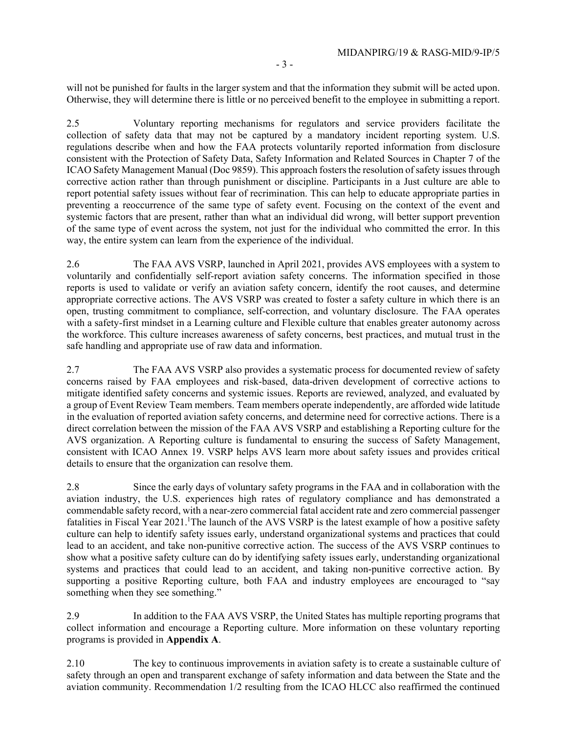will not be punished for faults in the larger system and that the information they submit will be acted upon. Otherwise, they will determine there is little or no perceived benefit to the employee in submitting a report.

2.5 Voluntary reporting mechanisms for regulators and service providers facilitate the collection of safety data that may not be captured by a mandatory incident reporting system. U.S. regulations describe when and how the FAA protects voluntarily reported information from disclosure consistent with the Protection of Safety Data, Safety Information and Related Sources in Chapter 7 of the ICAO Safety Management Manual (Doc 9859). This approach fosters the resolution of safety issues through corrective action rather than through punishment or discipline. Participants in a Just culture are able to report potential safety issues without fear of recrimination. This can help to educate appropriate parties in preventing a reoccurrence of the same type of safety event. Focusing on the context of the event and systemic factors that are present, rather than what an individual did wrong, will better support prevention of the same type of event across the system, not just for the individual who committed the error. In this way, the entire system can learn from the experience of the individual.

2.6 The FAA AVS VSRP, launched in April 2021, provides AVS employees with a system to voluntarily and confidentially self-report aviation safety concerns. The information specified in those reports is used to validate or verify an aviation safety concern, identify the root causes, and determine appropriate corrective actions. The AVS VSRP was created to foster a safety culture in which there is an open, trusting commitment to compliance, self-correction, and voluntary disclosure. The FAA operates with a safety-first mindset in a Learning culture and Flexible culture that enables greater autonomy across the workforce. This culture increases awareness of safety concerns, best practices, and mutual trust in the safe handling and appropriate use of raw data and information.

2.7 The FAA AVS VSRP also provides a systematic process for documented review of safety concerns raised by FAA employees and risk-based, data-driven development of corrective actions to mitigate identified safety concerns and systemic issues. Reports are reviewed, analyzed, and evaluated by a group of Event Review Team members. Team members operate independently, are afforded wide latitude in the evaluation of reported aviation safety concerns, and determine need for corrective actions. There is a direct correlation between the mission of the FAA AVS VSRP and establishing a Reporting culture for the AVS organization. A Reporting culture is fundamental to ensuring the success of Safety Management, consistent with ICAO Annex 19. VSRP helps AVS learn more about safety issues and provides critical details to ensure that the organization can resolve them.

2.8 Since the early days of voluntary safety programs in the FAA and in collaboration with the aviation industry, the U.S. experiences high rates of regulatory compliance and has demonstrated a commendable safety record, with a near-zero commercial fatal accident rate and zero commercial passenger fatalities in Fiscal Year 2021.[1] The launch of the AVS VSRP is the latest example of how a positive safety culture can help to identify safety issues early, understand organizational systems and practices that could lead to an accident, and take non-punitive corrective action. The success of the AVS VSRP continues to show what a positive safety culture can do by identifying safety issues early, understanding organizational systems and practices that could lead to an accident, and taking non-punitive corrective action. By supporting a positive Reporting culture, both FAA and industry employees are encouraged to "say something when they see something."

2.9 In addition to the FAA AVS VSRP, the United States has multiple reporting programs that collect information and encourage a Reporting culture. More information on these voluntary reporting programs is provided in **Appendix A**.

2.10 The key to continuous improvements in aviation safety is to create a sustainable culture of safety through an open and transparent exchange of safety information and data between the State and the aviation community. Recommendation 1/2 resulting from the ICAO HLCC also reaffirmed the continued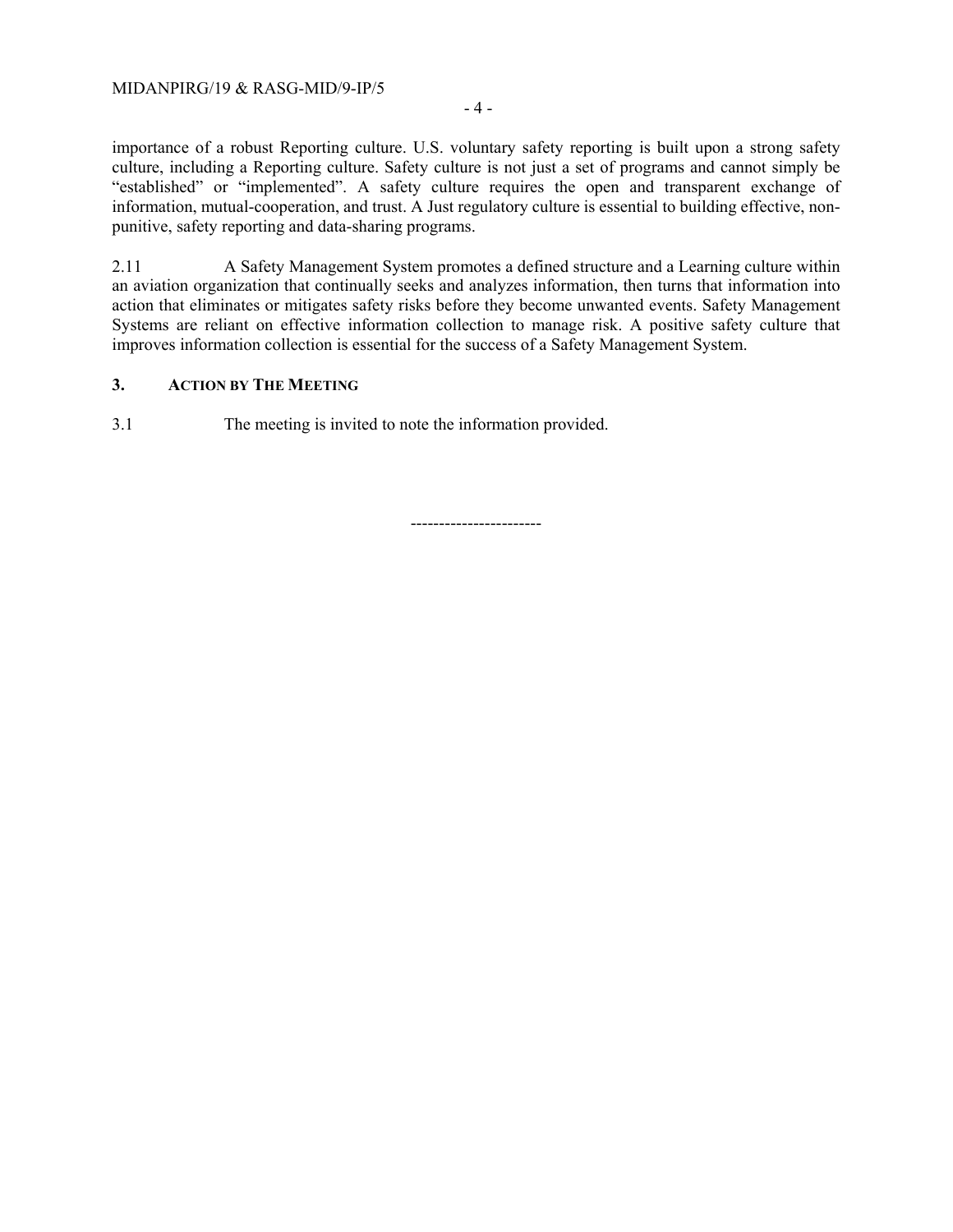importance of a robust Reporting culture. U.S. voluntary safety reporting is built upon a strong safety culture, including a Reporting culture. Safety culture is not just a set of programs and cannot simply be "established" or "implemented". A safety culture requires the open and transparent exchange of information, mutual-cooperation, and trust. A Just regulatory culture is essential to building effective, non-punitive, safety reporting and data-sharing programs.

2.11 A Safety Management System promotes a defined structure and a Learning culture within an aviation organization that continually seeks and analyzes information, then turns that information into action that eliminates or mitigates safety risks before they become unwanted events. Safety Management Systems are reliant on effective information collection to manage risk. A positive safety culture that improves information collection is essential for the success of a Safety Management System.

## 3. ACTION BY THE MEETING

3.1 The meeting is invited to note the information provided.

-----------------------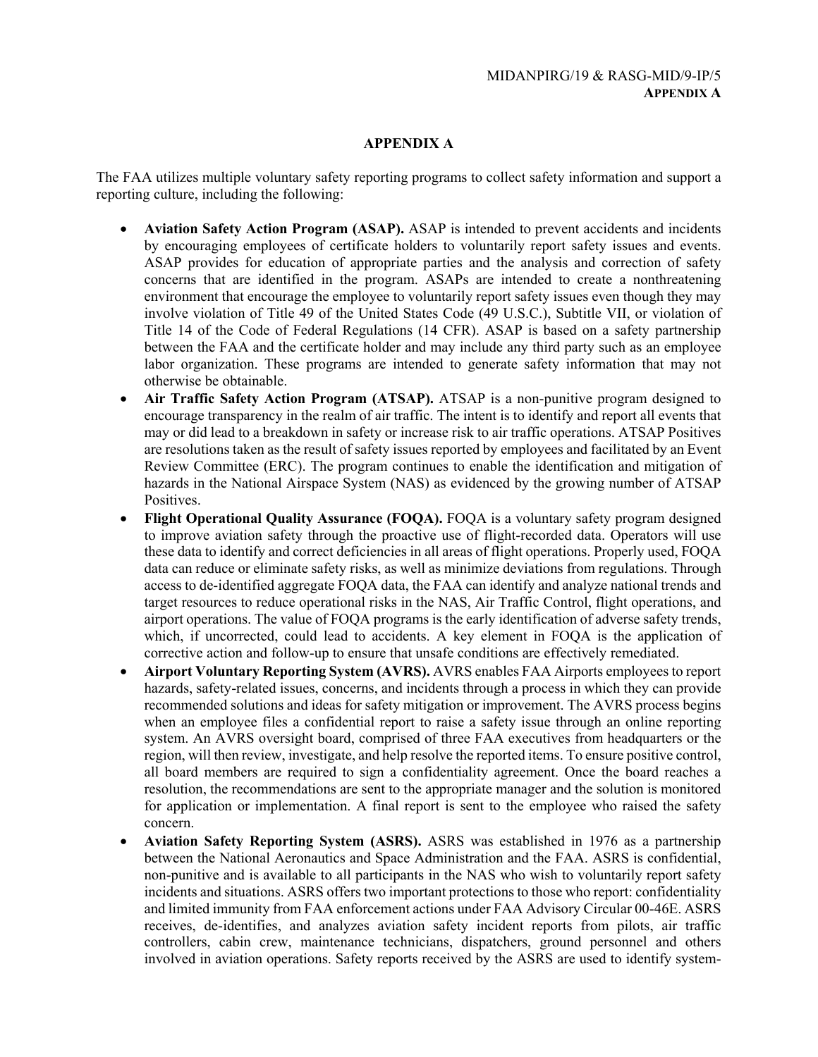# APPENDIX A

The FAA utilizes multiple voluntary safety reporting programs to collect safety information and support a reporting culture, including the following:

- **Aviation Safety Action Program (ASAP).** ASAP is intended to prevent accidents and incidents by encouraging employees of certificate holders to voluntarily report safety issues and events. ASAP provides for education of appropriate parties and the analysis and correction of safety concerns that are identified in the program. ASAPs are intended to create a nonthreatening environment that encourage the employee to voluntarily report safety issues even though they may involve violation of Title 49 of the United States Code (49 U.S.C.), Subtitle VII, or violation of Title 14 of the Code of Federal Regulations (14 CFR). ASAP is based on a safety partnership between the FAA and the certificate holder and may include any third party such as an employee labor organization. These programs are intended to generate safety information that may not otherwise be obtainable.
- **Air Traffic Safety Action Program (ATSAP).** ATSAP is a non-punitive program designed to encourage transparency in the realm of air traffic. The intent is to identify and report all events that may or did lead to a breakdown in safety or increase risk to air traffic operations. ATSAP Positives are resolutions taken as the result of safety issues reported by employees and facilitated by an Event Review Committee (ERC). The program continues to enable the identification and mitigation of hazards in the National Airspace System (NAS) as evidenced by the growing number of ATSAP Positives.
- **Flight Operational Quality Assurance (FOQA).** FOQA is a voluntary safety program designed to improve aviation safety through the proactive use of flight-recorded data. Operators will use these data to identify and correct deficiencies in all areas of flight operations. Properly used, FOQA data can reduce or eliminate safety risks, as well as minimize deviations from regulations. Through access to de-identified aggregate FOQA data, the FAA can identify and analyze national trends and target resources to reduce operational risks in the NAS, Air Traffic Control, flight operations, and airport operations. The value of FOQA programs is the early identification of adverse safety trends, which, if uncorrected, could lead to accidents. A key element in FOQA is the application of corrective action and follow-up to ensure that unsafe conditions are effectively remediated.
- **Airport Voluntary Reporting System (AVRS).** AVRS enables FAA Airports employees to report hazards, safety-related issues, concerns, and incidents through a process in which they can provide recommended solutions and ideas for safety mitigation or improvement. The AVRS process begins when an employee files a confidential report to raise a safety issue through an online reporting system. An AVRS oversight board, comprised of three FAA executives from headquarters or the region, will then review, investigate, and help resolve the reported items. To ensure positive control, all board members are required to sign a confidentiality agreement. Once the board reaches a resolution, the recommendations are sent to the appropriate manager and the solution is monitored for application or implementation. A final report is sent to the employee who raised the safety concern.
- **Aviation Safety Reporting System (ASRS).** ASRS was established in 1976 as a partnership between the National Aeronautics and Space Administration and the FAA. ASRS is confidential, non-punitive and is available to all participants in the NAS who wish to voluntarily report safety incidents and situations. ASRS offers two important protections to those who report: confidentiality and limited immunity from FAA enforcement actions under FAA Advisory Circular 00-46E. ASRS receives, de-identifies, and analyzes aviation safety incident reports from pilots, air traffic controllers, cabin crew, maintenance technicians, dispatchers, ground personnel and others involved in aviation operations. Safety reports received by the ASRS are used to identify system-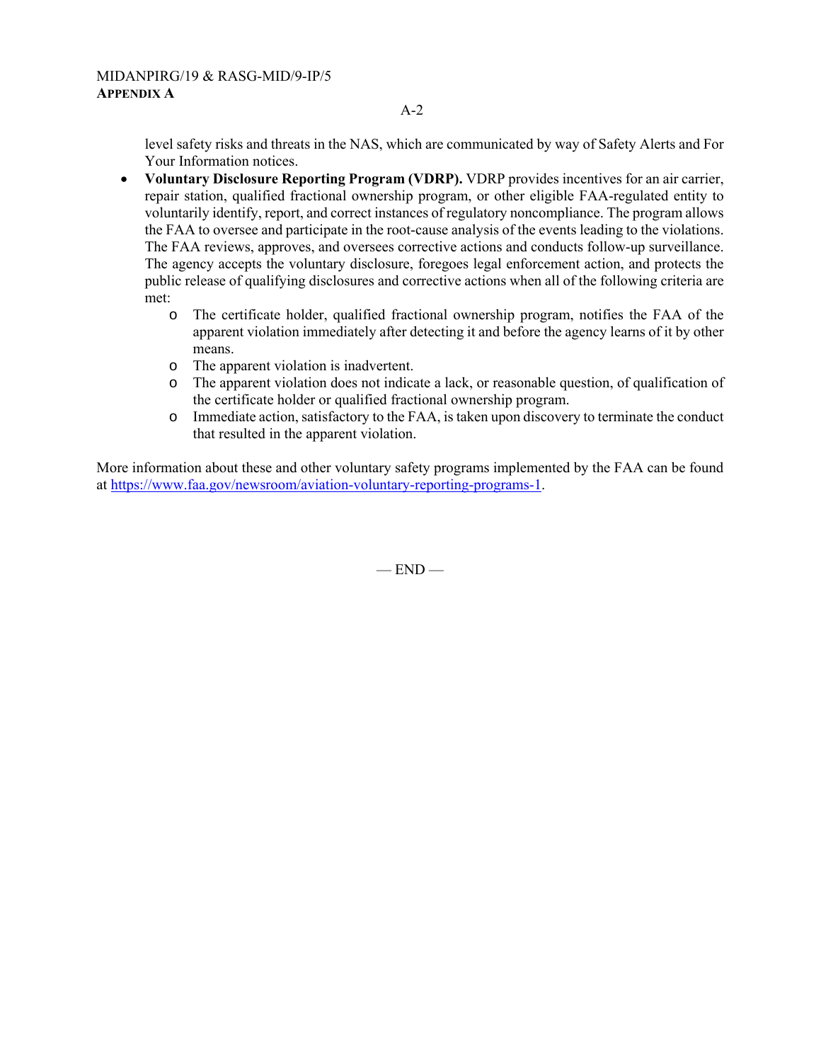level safety risks and threats in the NAS, which are communicated by way of Safety Alerts and For Your Information notices.

- **Voluntary Disclosure Reporting Program (VDRP).** VDRP provides incentives for an air carrier, repair station, qualified fractional ownership program, or other eligible FAA-regulated entity to voluntarily identify, report, and correct instances of regulatory noncompliance. The program allows the FAA to oversee and participate in the root-cause analysis of the events leading to the violations. The FAA reviews, approves, and oversees corrective actions and conducts follow-up surveillance. The agency accepts the voluntary disclosure, foregoes legal enforcement action, and protects the public release of qualifying disclosures and corrective actions when all of the following criteria are met:
    - The certificate holder, qualified fractional ownership program, notifies the FAA of the apparent violation immediately after detecting it and before the agency learns of it by other means.
    - The apparent violation is inadvertent.
    - The apparent violation does not indicate a lack, or reasonable question, of qualification of the certificate holder or qualified fractional ownership program.
    - Immediate action, satisfactory to the FAA, is taken upon discovery to terminate the conduct that resulted in the apparent violation.

More information about these and other voluntary safety programs implemented by the FAA can be found at https://www.faa.gov/newsroom/aviation-voluntary-reporting-programs-1.

— END —